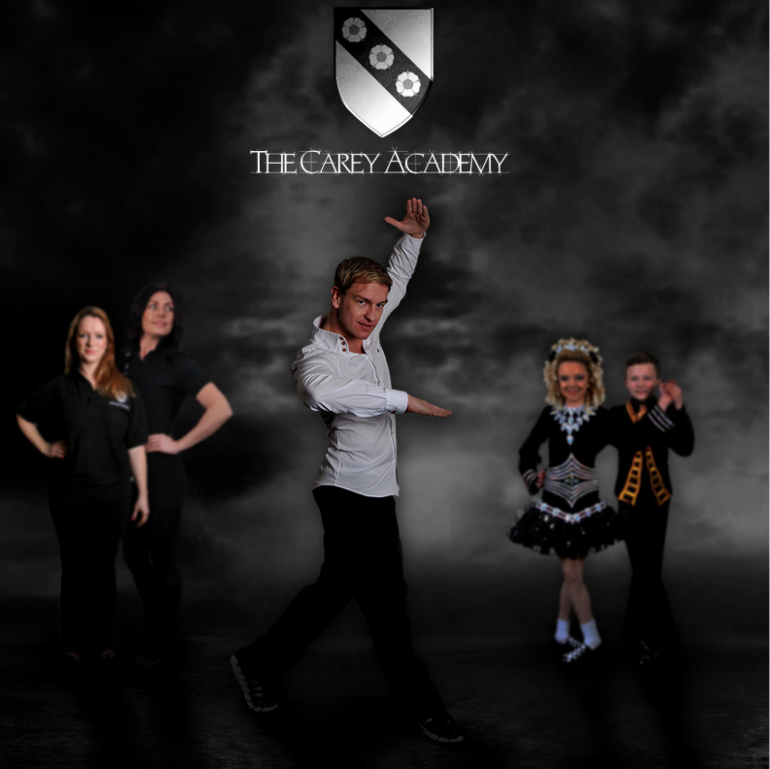# The Carey Academy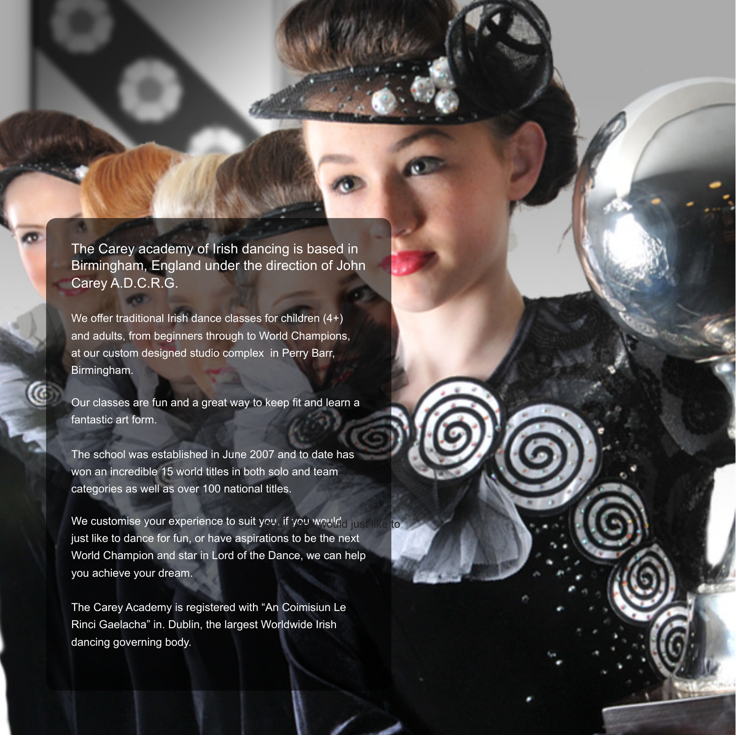The Carey academy of Irish dancing is based in Birmingham, England under the direction of John Carey A.D.C.R.G.

We offer traditional Irish dance classes for children (4+) and adults, from beginners through to World Champions, at our custom designed studio complex in Perry Barr, Birmingham.

Our classes are fun and a great way to keep fit and learn a fantastic art form.

The school was established in June 2007 and to date has won an incredible 15 world titles in both solo and team categories as well as over 100 national titles.

We customise your experience to suit you, if you would just like to dance for fun, or have aspirations to be the next World Champion and star in Lord of the Dance, we can help you achieve your dream.

The Carey Academy is registered with "An Coimisiun Le Rinci Gaelacha" in. Dublin, the largest Worldwide Irish dancing governing body.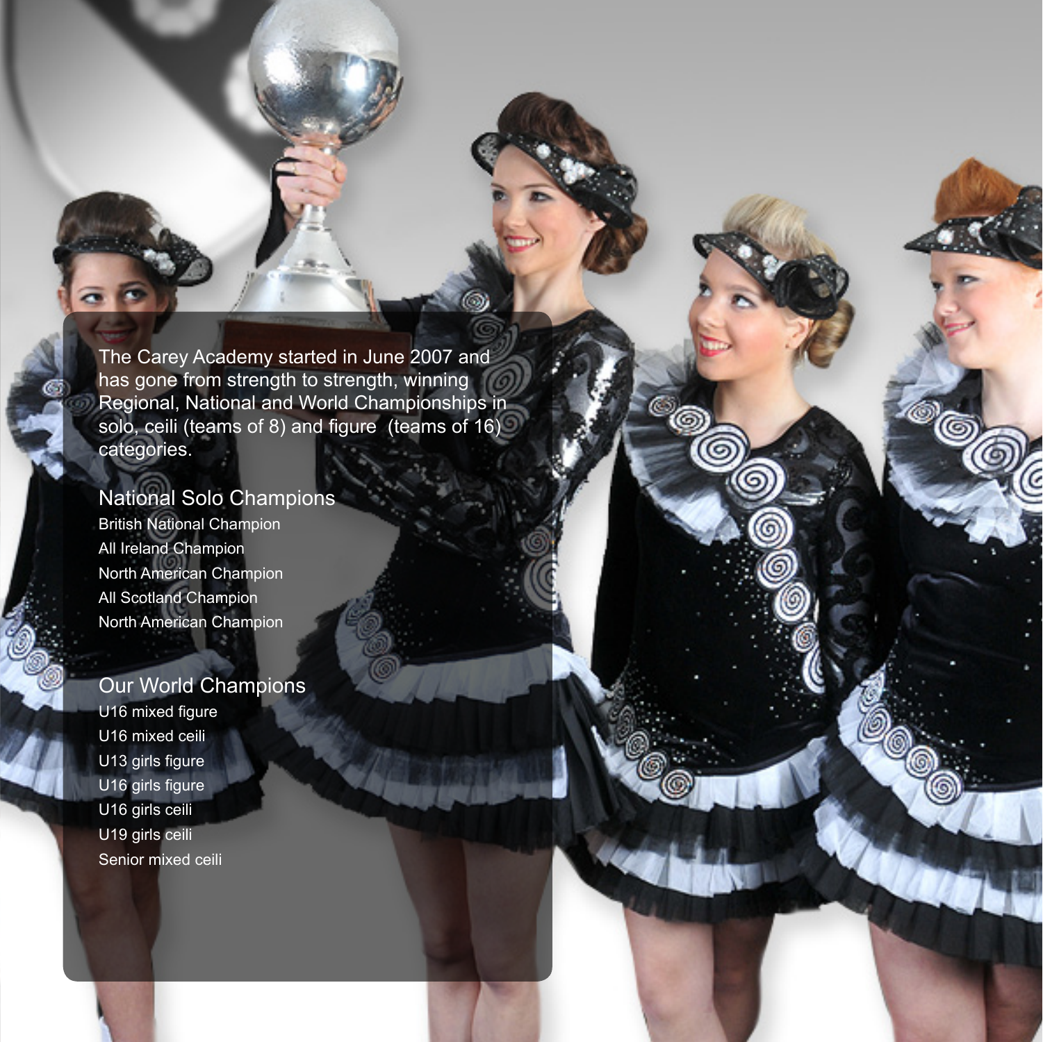The Carey Academy started in June 2007 and has gone from strength to strength, winning Regional, National and World Championships in solo, ceili (teams of 8) and figure (teams of 16) categories.

## National Solo Champions

- British National Champion
- All Ireland Champion
- North American Champion
- All Scotland Champion
- North American Champion

## Our World Champions

- U16 mixed figure
- U16 mixed ceili
- U13 girls figure
- U16 girls figure
- U16 girls ceili
- U19 girls ceili
- Senior mixed ceili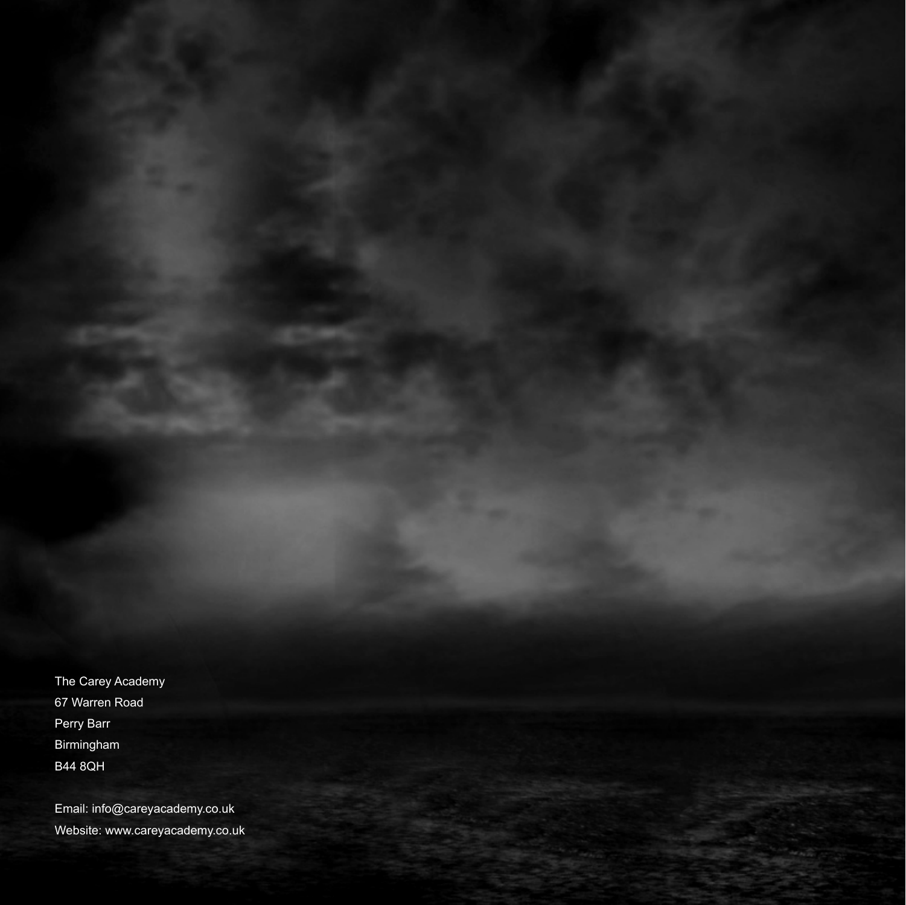The Carey Academy
67 Warren Road
Perry Barr
Birmingham
B44 8QH

Email: info@careyacademy.co.uk
Website: www.careyacademy.co.uk